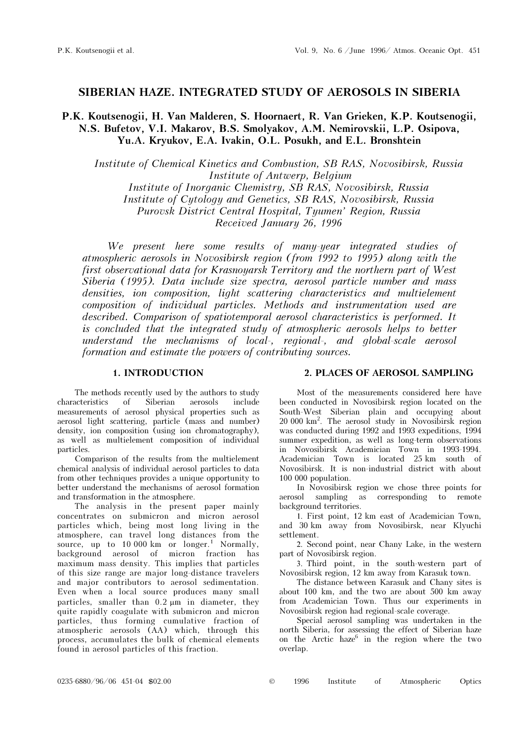# SIBERIAN HAZE. INTEGRATED STUDY OF AEROSOLS IN SIBERIA

**P.K. Koutsenogii, H. Van Malderen, S. Hoornaert, R. Van Grieken, K.P. Koutsenogii, N.S. Bufetov, V.I. Makarov, B.S. Smolyakov, A.M. Nemirovskii, L.P. Osipova, Yu.A. Kryukov, E.A. Ivakin, O.L. Posukh, and E.L. Bronshtein**

*Institute of Chemical Kinetics and Combustion, SB RAS, Novosibirsk, Russia*
*Institute of Antwerp, Belgium*
*Institute of Inorganic Chemistry, SB RAS, Novosibirsk, Russia*
*Institute of Cytology and Genetics, SB RAS, Novosibirsk, Russia*
*Purovsk District Central Hospital, Tyumen' Region, Russia*
*Received January 26, 1996*

*We present here some results of many-year integrated studies of atmospheric aerosols in Novosibirsk region (from 1992 to 1995) along with the first observational data for Krasnoyarsk Territory and the northern part of West Siberia (1995). Data include size spectra, aerosol particle number and mass densities, ion composition, light scattering characteristics and multielement composition of individual particles. Methods and instrumentation used are described. Comparison of spatiotemporal aerosol characteristics is performed. It is concluded that the integrated study of atmospheric aerosols helps to better understand the mechanisms of local-, regional-, and global-scale aerosol formation and estimate the powers of contributing sources.*

## 1. INTRODUCTION

The methods recently used by the authors to study characteristics of Siberian aerosols include measurements of aerosol physical properties such as aerosol light scattering, particle (mass and number) density, ion composition (using ion chromatography), as well as multielement composition of individual particles.

Comparison of the results from the multielement chemical analysis of individual aerosol particles to data from other techniques provides a unique opportunity to better understand the mechanisms of aerosol formation and transformation in the atmosphere.

The analysis in the present paper mainly concentrates on submicron and micron aerosol particles which, being most long living in the atmosphere, can travel long distances from the source, up to 10 000 km or longer.[1] Normally, background aerosol of micron fraction has maximum mass density. This implies that particles of this size range are major long-distance travelers and major contributors to aerosol sedimentation. Even when a local source produces many small particles, smaller than 0.2 μm in diameter, they quite rapidly coagulate with submicron and micron particles, thus forming cumulative fraction of atmospheric aerosols (AA) which, through this process, accumulates the bulk of chemical elements found in aerosol particles of this fraction.

## 2. PLACES OF AEROSOL SAMPLING

Most of the measurements considered here have been conducted in Novosibirsk region located on the South-West Siberian plain and occupying about 20 000 km$^2$. The aerosol study in Novosibirsk region was conducted during 1992 and 1993 expeditions, 1994 summer expedition, as well as long-term observations in Novosibirsk Academician Town in 1993-1994. Academician Town is located 25 km south of Novosibirsk. It is non-industrial district with about 100 000 population.

In Novosibirsk region we chose three points for aerosol sampling as corresponding to remote background territories.

1. First point, 12 km east of Academician Town, and 30 km away from Novosibirsk, near Klyuchi settlement.
2. Second point, near Chany Lake, in the western part of Novosibirsk region.
3. Third point, in the south-western part of Novosibirsk region, 12 km away from Karasuk town.

The distance between Karasuk and Chany sites is about 100 km, and the two are about 500 km away from Academician Town. Thus our experiments in Novosibirsk region had regional-scale coverage.

Special aerosol sampling was undertaken in the north Siberia, for assessing the effect of Siberian haze on the Arctic haze[6] in the region where the two overlap.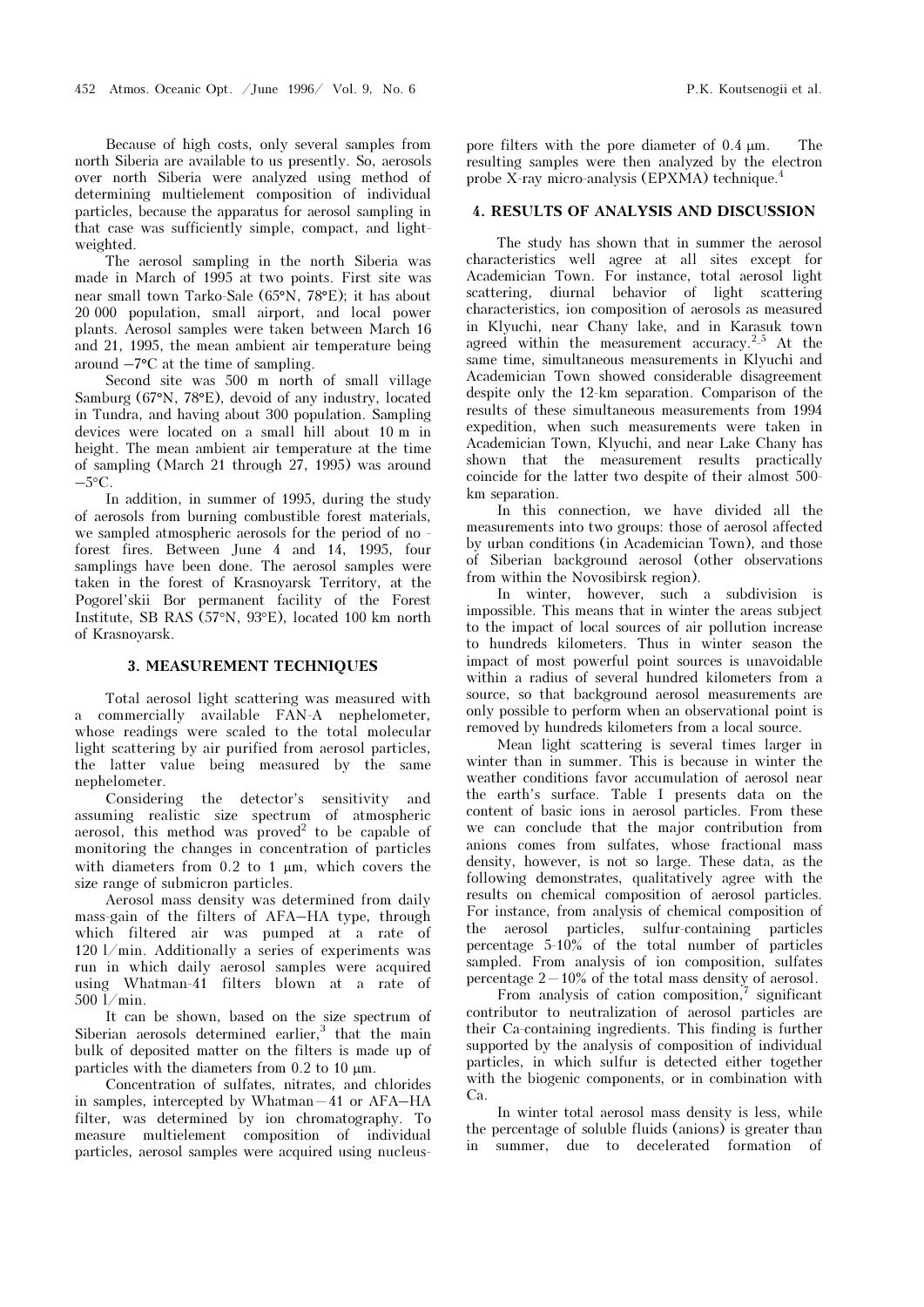Because of high costs, only several samples from north Siberia are available to us presently. So, aerosols over north Siberia were analyzed using method of determining multielement composition of individual particles, because the apparatus for aerosol sampling in that case was sufficiently simple, compact, and light-weighted.

The aerosol sampling in the north Siberia was made in March of 1995 at two points. First site was near small town Tarko-Sale (65°N, 78°E); it has about 20 000 population, small airport, and local power plants. Aerosol samples were taken between March 16 and 21, 1995, the mean ambient air temperature being around −7°C at the time of sampling.

Second site was 500 m north of small village Samburg (67°N, 78°E), devoid of any industry, located in Tundra, and having about 300 population. Sampling devices were located on a small hill about 10 m in height. The mean ambient air temperature at the time of sampling (March 21 through 27, 1995) was around −5°C.

In addition, in summer of 1995, during the study of aerosols from burning combustible forest materials, we sampled atmospheric aerosols for the period of no - forest fires. Between June 4 and 14, 1995, four samplings have been done. The aerosol samples were taken in the forest of Krasnoyarsk Territory, at the Pogorel'skii Bor permanent facility of the Forest Institute, SB RAS (57°N, 93°E), located 100 km north of Krasnoyarsk.

## 3. MEASUREMENT TECHNIQUES

Total aerosol light scattering was measured with a commercially available FAN-A nephelometer, whose readings were scaled to the total molecular light scattering by air purified from aerosol particles, the latter value being measured by the same nephelometer.

Considering the detector's sensitivity and assuming realistic size spectrum of atmospheric aerosol, this method was proved[2] to be capable of monitoring the changes in concentration of particles with diameters from 0.2 to 1 μm, which covers the size range of submicron particles.

Aerosol mass density was determined from daily mass-gain of the filters of AFA–HA type, through which filtered air was pumped at a rate of 120 l/min. Additionally a series of experiments was run in which daily aerosol samples were acquired using Whatman-41 filters blown at a rate of 500 l/min.

It can be shown, based on the size spectrum of Siberian aerosols determined earlier,[3] that the main bulk of deposited matter on the filters is made up of particles with the diameters from 0.2 to 10 μm.

Concentration of sulfates, nitrates, and chlorides in samples, intercepted by Whatman–41 or AFA–HA filter, was determined by ion chromatography. To measure multielement composition of individual particles, aerosol samples were acquired using nucleus-pore filters with the pore diameter of 0.4 μm. The resulting samples were then analyzed by the electron probe X-ray micro-analysis (EPXMA) technique.[4]

## 4. RESULTS OF ANALYSIS AND DISCUSSION

The study has shown that in summer the aerosol characteristics well agree at all sites except for Academician Town. For instance, total aerosol light scattering, diurnal behavior of light scattering characteristics, ion composition of aerosols as measured in Klyuchi, near Chany lake, and in Karasuk town agreed within the measurement accuracy.[2-5] At the same time, simultaneous measurements in Klyuchi and Academician Town showed considerable disagreement despite only the 12-km separation. Comparison of the results of these simultaneous measurements from 1994 expedition, when such measurements were taken in Academician Town, Klyuchi, and near Lake Chany has shown that the measurement results practically coincide for the latter two despite of their almost 500-km separation.

In this connection, we have divided all the measurements into two groups: those of aerosol affected by urban conditions (in Academician Town), and those of Siberian background aerosol (other observations from within the Novosibirsk region).

In winter, however, such a subdivision is impossible. This means that in winter the areas subject to the impact of local sources of air pollution increase to hundreds kilometers. Thus in winter season the impact of most powerful point sources is unavoidable within a radius of several hundred kilometers from a source, so that background aerosol measurements are only possible to perform when an observational point is removed by hundreds kilometers from a local source.

Mean light scattering is several times larger in winter than in summer. This is because in winter the weather conditions favor accumulation of aerosol near the earth's surface. Table I presents data on the content of basic ions in aerosol particles. From these we can conclude that the major contribution from anions comes from sulfates, whose fractional mass density, however, is not so large. These data, as the following demonstrates, qualitatively agree with the results on chemical composition of aerosol particles. For instance, from analysis of chemical composition of the aerosol particles, sulfur-containing particles percentage 5-10% of the total number of particles sampled. From analysis of ion composition, sulfates percentage 2–10% of the total mass density of aerosol.

From analysis of cation composition,[7] significant contributor to neutralization of aerosol particles are their Ca-containing ingredients. This finding is further supported by the analysis of composition of individual particles, in which sulfur is detected either together with the biogenic components, or in combination with Ca.

In winter total aerosol mass density is less, while the percentage of soluble fluids (anions) is greater than in summer, due to decelerated formation of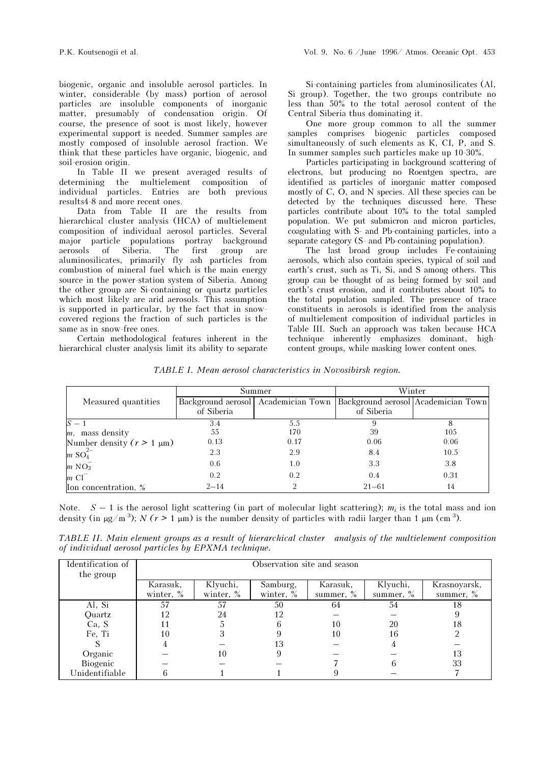biogenic, organic and insoluble aerosol particles. In winter, considerable (by mass) portion of aerosol particles are insoluble components of inorganic matter, presumably of condensation origin. Of course, the presence of soot is most likely, however experimental support is needed. Summer samples are mostly composed of insoluble aerosol fraction. We think that these particles have organic, biogenic, and soil-erosion origin.

In Table II we present averaged results of determining the multielement composition of individual particles. Entries are both previous results4-8 and more recent ones.

Data from Table II are the results from hierarchical cluster analysis (HCA) of multielement composition of individual aerosol particles. Several major particle populations portray background aerosols of Siberia. The first group are aluminosilicates, primarily fly ash particles from combustion of mineral fuel which is the main energy source in the power-station system of Siberia. Among the other group are Si-containing or quartz particles which most likely are arid aerosols. This assumption is supported in particular, by the fact that in snow-covered regions the fraction of such particles is the same as in snow-free ones.

Certain methodological features inherent in the hierarchical cluster analysis limit its ability to separate Si-containing particles from aluminosilicates (Al, Si group). Together, the two groups contribute no less than 50% to the total aerosol content of the Central Siberia thus dominating it.

One more group common to all the summer samples comprises biogenic particles composed simultaneously of such elements as K, CI, P, and S. In summer samples such particles make up 10-30%.

Particles participating in background scattering of electrons, but producing no Roentgen spectra, are identified as particles of inorganic matter composed mostly of C, O, and N species. All these species can be detected by the techniques discussed here. These particles contribute about 10% to the total sampled population. We put submicron and micron particles, coagulating with S- and Pb-containing particles, into a separate category (S- and Pb-containing population).

The last broad group includes Fe-containing aerosols, which also contain species, typical of soil and earth's crust, such as Ti, Si, and S among others. This group can be thought of as being formed by soil and earth's crust erosion, and it contributes about 10% to the total population sampled. The presence of trace constituents in aerosols is identified from the analysis of multielement composition of individual particles in Table III. Such an approach was taken because HCA technique inherently emphasizes dominant, high-content groups, while masking lower content ones.

*TABLE I. Mean aerosol characteristics in Novosibirsk region.*

| Measured quantities | Summer | | Winter | |
|---|---|---|---|---|
| | Background aerosol of Siberia | Academician Town | Background aerosol of Siberia | Academician Town |
| $S - 1$ | 3.4 | 5.5 | 9 | 8 |
| $m$, mass density | 55 | 170 | 39 | 105 |
| Number density ($r > 1$ μm) | 0.13 | 0.17 | 0.06 | 0.06 |
| $m\ SO_4^{2-}$ | 2.3 | 2.9 | 8.4 | 10.5 |
| $m\ NO_3^-$ | 0.6 | 1.0 | 3.3 | 3.8 |
| $m\ Cl^-$ | 0.2 | 0.2 | 0.4 | 0.31 |
| Ion concentration, % | 2–14 | 2 | 21–61 | 14 |

Note. $S - 1$ is the aerosol light scattering (in part of molecular light scattering); $m_i$ is the total mass and ion density (in μg/m$^3$); $N$ ($r > 1$ μm) is the number density of particles with radii larger than 1 μm (cm$^{-3}$).

*TABLE II. Main element groups as a result of hierarchical cluster analysis of the multielement composition of individual aerosol particles by EPXMA technique.*

| Identification of the group | Observation site and season | | | | | |
|---|---|---|---|---|---|---|
| | Karasuk, winter, % | Klyuchi, winter, % | Samburg, winter, % | Karasuk, summer, % | Klyuchi, summer, % | Krasnoyarsk, summer, % |
| Al, Si | 57 | 57 | 50 | 64 | 54 | 18 |
| Quartz | 12 | 24 | 12 | – | – | 9 |
| Ca, S | 11 | 5 | 6 | 10 | 20 | 18 |
| Fe, Ti | 10 | 3 | 9 | 10 | 16 | 2 |
| S | 4 | – | 13 | – | 4 | – |
| Organic | – | 10 | 9 | – | – | 13 |
| Biogenic | – | – | – | 7 | 6 | 33 |
| Unidentifiable | 6 | 1 | 1 | 9 | – | 7 |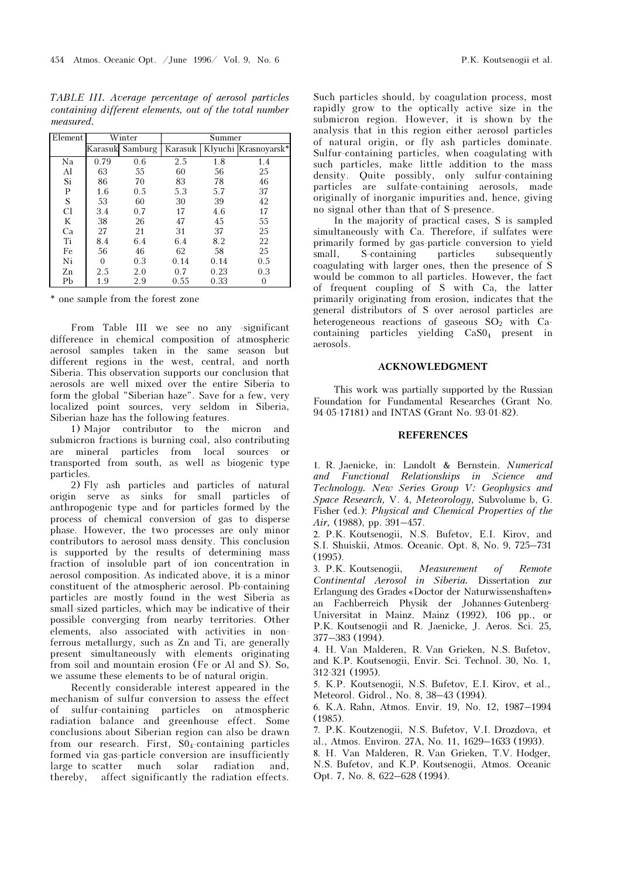*TABLE III. Average percentage of aerosol particles containing different elements, out of the total number measured.*

| Element | Winter | | Summer | | |
|---|---|---|---|---|---|
| | Karasuk | Samburg | Karasuk | Klyuchi | Krasnoyarsk* |
| Na | 0.79 | 0.6 | 2.5 | 1.8 | 1.4 |
| Al | 63 | 55 | 60 | 56 | 25 |
| Si | 86 | 70 | 83 | 78 | 46 |
| P | 1.6 | 0.5 | 5.3 | 5.7 | 37 |
| S | 53 | 60 | 30 | 39 | 42 |
| Cl | 3.4 | 0.7 | 17 | 4.6 | 17 |
| K | 38 | 26 | 47 | 45 | 55 |
| Ca | 27 | 21 | 31 | 37 | 25 |
| Ti | 8.4 | 6.4 | 6.4 | 8.2 | 22 |
| Fe | 56 | 46 | 62 | 58 | 25 |
| Ni | 0 | 0.3 | 0.14 | 0.14 | 0.5 |
| Zn | 2.5 | 2.0 | 0.7 | 0.23 | 0.3 |
| Pb | 1.9 | 2.9 | 0.55 | 0.33 | 0 |

\* one sample from the forest zone

From Table III we see no any -significant difference in chemical composition of atmospheric aerosol samples taken in the same season but different regions in the west, central, and north Siberia. This observation supports our conclusion that aerosols are well mixed over the entire Siberia to form the global "Siberian haze". Save for a few, very localized point sources, very seldom in Siberia, Siberian haze has the following features.

1) Major contributor to the micron and submicron fractions is burning coal, also contributing are mineral particles from local sources or transported from south, as well as biogenic type particles.

2) Fly ash particles and particles of natural origin serve as sinks for small particles of anthropogenic type and for particles formed by the process of chemical conversion of gas to disperse phase. However, the two processes are only minor contributors to aerosol mass density. This conclusion is supported by the results of determining mass fraction of insoluble part of ion concentration in aerosol composition. As indicated above, it is a minor constituent of the atmospheric aerosol. Pb-containing particles are mostly found in the west Siberia as small-sized particles, which may be indicative of their possible converging from nearby territories. Other elements, also associated with activities in non-ferrous metallurgy, such as Zn and Ti, are generally present simultaneously with elements originating from soil and mountain erosion (Fe or Al and S). So, we assume these elements to be of natural origin.

Recently considerable interest appeared in the mechanism of sulfur conversion to assess the effect of sulfur-containing particles on atmospheric radiation balance and greenhouse effect. Some conclusions about Siberian region can also be drawn from our research. First, $SO_4$-containing particles formed via gas-particle conversion are insufficiently large to scatter much solar radiation and, thereby, affect significantly the radiation effects. Such particles should, by coagulation process, most rapidly grow to the optically active size in the submicron region. However, it is shown by the analysis that in this region either aerosol particles of natural origin, or fly ash particles dominate. Sulfur-containing particles, when coagulating with such particles, make little addition to the mass density. Quite possibly, only sulfur-containing particles are sulfate-containing aerosols, made originally of inorganic impurities and, hence, giving no signal other than that of S-presence.

In the majority of practical cases, S is sampled simultaneously with Ca. Therefore, if sulfates were primarily formed by gas-particle conversion to yield small, S-containing particles subsequently coagulating with larger ones, then the presence of S would be common to all particles. However, the fact of frequent coupling of S with Ca, the latter primarily originating from erosion, indicates that the general distributors of S over aerosol particles are heterogeneous reactions of gaseous $SO_2$ with Ca-containing particles yielding $CaSO_4$ present in aerosols.

## ACKNOWLEDGMENT

This work was partially supported by the Russian Foundation for Fundamental Researches (Grant No. 94-05-17181) and INTAS (Grant No. 93-01-82).

## REFERENCES

1. R. Jaenicke, in: Landoldt & Bernstein. *Numerical and Functional Relationships in Science and Technology. New Series Group V: Geophysics and Space Research,* V. 4, *Meteorology,* Subvolume b, G. Fisher (ed.): *Physical and Chemical Properties of the Air,* (1988), pp. 391–457.
2. P.K. Koutsenogii, N.S. Bufetov, E.I. Kirov, and S.I. Shuiskii, Atmos. Oceanic. Opt. 8, No. 9, 725–731 (1995).
3. P.K. Koutsenogii, *Measurement of Remote Continental Aerosol in Siberia.* Dissertation zur Erlangung des Grades «Doctor der Naturwissenshaften» an Fachberreich Physik der Johannes-Gutenberg-Universitat in Mainz. Mainz (1992), 106 pp., or P.K. Koutsenogii and R. Jaenicke, J. Aeros. Sci. 25, 377–383 (1994).
4. H. Van Malderen, R. Van Grieken, N.S. Bufetov, and K.P. Koutsenogii, Envir. Sci. Technol. 30, No. 1, 312-321 (1995).
5. K.P. Koutsenogii, N.S. Bufetov, E.I. Kirov, et al., Meteorol. Gidrol., No. 8, 38–43 (1994).
6. K.A. Rahn, Atmos. Envir. 19, No. 12, 1987–1994 (1985).
7. P.K. Koutzenogii, N.S. Bufetov, V.I. Drozdova, et al., Atmos. Environ. 27A, No. 11, 1629–1633 (1993).
8. H. Van Malderen, R. Van Grieken, T.V. Hodger, N.S. Bufetov, and K.P. Koutsenogii, Atmos. Oceanic Opt. 7, No. 8, 622–628 (1994).